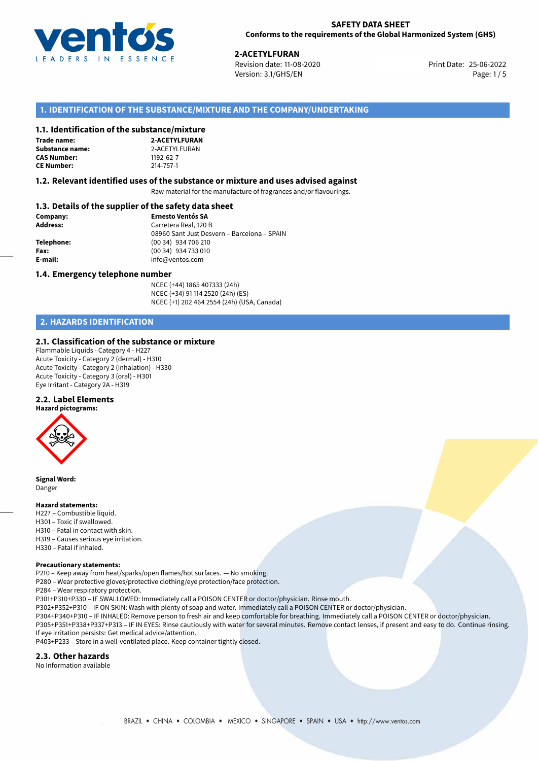**SAFETY DATA SHEET**
**Conforms to the requirements of the Global Harmonized System (GHS)**

**2-ACETYLFURAN**
Revision date: 11-08-2020
Version: 3.1/GHS/EN
Print Date: 25-06-2022

## 1. IDENTIFICATION OF THE SUBSTANCE/MIXTURE AND THE COMPANY/UNDERTAKING

### 1.1. Identification of the substance/mixture

| | |
|---|---|
| **Trade name:** | **2-ACETYLFURAN** |
| **Substance name:** | 2-ACETYLFURAN |
| **CAS Number:** | 1192-62-7 |
| **CE Number:** | 214-757-1 |

### 1.2. Relevant identified uses of the substance or mixture and uses advised against

Raw material for the manufacture of fragrances and/or flavourings.

### 1.3. Details of the supplier of the safety data sheet

| | |
|---|---|
| **Company:** | **Ernesto Ventós SA** |
| **Address:** | Carretera Real, 120 B<br>08960 Sant Just Desvern – Barcelona – SPAIN |
| **Telephone:** | (00 34) 934 706 210 |
| **Fax:** | (00 34) 934 733 010 |
| **E-mail:** | info@ventos.com |

### 1.4. Emergency telephone number

NCEC (+44) 1865 407333 (24h)
NCEC (+34) 91 114 2520 (24h) (ES)
NCEC (+1) 202 464 2554 (24h) (USA, Canada)

## 2. HAZARDS IDENTIFICATION

### 2.1. Classification of the substance or mixture

Flammable Liquids - Category 4 - H227
Acute Toxicity - Category 2 (dermal) - H310
Acute Toxicity - Category 2 (inhalation) - H330
Acute Toxicity - Category 3 (oral) - H301
Eye Irritant - Category 2A - H319

### 2.2. Label Elements

**Hazard pictograms:**

**Signal Word:**
Danger

**Hazard statements:**
H227 – Combustible liquid.
H301 – Toxic if swallowed.
H310 – Fatal in contact with skin.
H319 – Causes serious eye irritation.
H330 – Fatal if inhaled.

**Precautionary statements:**
P210 – Keep away from heat/sparks/open flames/hot surfaces. — No smoking.
P280 – Wear protective gloves/protective clothing/eye protection/face protection.
P284 – Wear respiratory protection.
P301+P310+P330 – IF SWALLOWED: Immediately call a POISON CENTER or doctor/physician. Rinse mouth.
P302+P352+P310 – IF ON SKIN: Wash with plenty of soap and water. Immediately call a POISON CENTER or doctor/physician.
P304+P340+P310 – IF INHALED: Remove person to fresh air and keep comfortable for breathing. Immediately call a POISON CENTER or doctor/physician.
P305+P351+P338+P337+P313 – IF IN EYES: Rinse cautiously with water for several minutes. Remove contact lenses, if present and easy to do. Continue rinsing. If eye irritation persists: Get medical advice/attention.
P403+P233 – Store in a well-ventilated place. Keep container tightly closed.

### 2.3. Other hazards

No Information available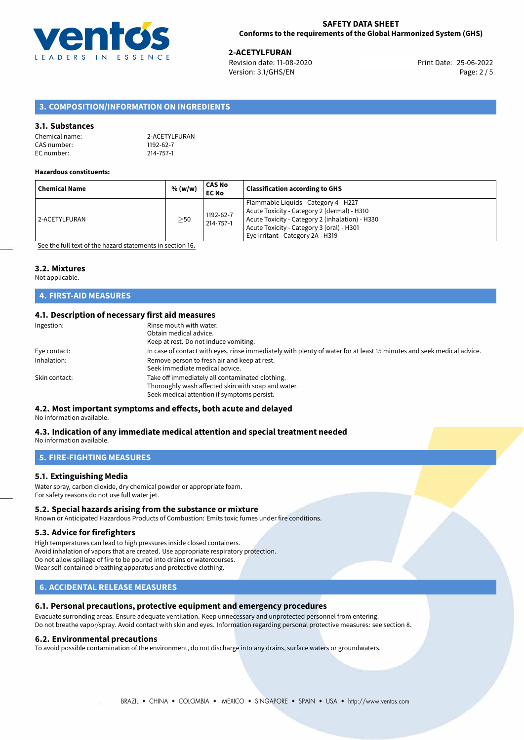## 3. COMPOSITION/INFORMATION ON INGREDIENTS

### 3.1. Substances

Chemical name: 2-ACETYLFURAN
CAS number: 1192-62-7
EC number: 214-757-1

**Hazardous constituents:**

| Chemical Name | % (w/w) | CAS No EC No | Classification according to GHS |
|---|---|---|---|
| 2-ACETYLFURAN | ≥50 | 1192-62-7 214-757-1 | Flammable Liquids - Category 4 - H227 Acute Toxicity - Category 2 (dermal) - H310 Acute Toxicity - Category 2 (inhalation) - H330 Acute Toxicity - Category 3 (oral) - H301 Eye Irritant - Category 2A - H319 |

See the full text of the hazard statements in section 16.

### 3.2. Mixtures

Not applicable.

## 4. FIRST-AID MEASURES

### 4.1. Description of necessary first aid measures

Ingestion: Rinse mouth with water.
Obtain medical advice.
Keep at rest. Do not induce vomiting.

Eye contact: In case of contact with eyes, rinse immediately with plenty of water for at least 15 minutes and seek medical advice.

Inhalation: Remove person to fresh air and keep at rest.
Seek immediate medical advice.

Skin contact: Take off immediately all contaminated clothing.
Thoroughly wash affected skin with soap and water.
Seek medical attention if symptoms persist.

### 4.2. Most important symptoms and effects, both acute and delayed

No information available.

### 4.3. Indication of any immediate medical attention and special treatment needed

No information available.

## 5. FIRE-FIGHTING MEASURES

### 5.1. Extinguishing Media

Water spray, carbon dioxide, dry chemical powder or appropriate foam.
For safety reasons do not use full water jet.

### 5.2. Special hazards arising from the substance or mixture

Known or Anticipated Hazardous Products of Combustion: Emits toxic fumes under fire conditions.

### 5.3. Advice for firefighters

High temperatures can lead to high pressures inside closed containers.
Avoid inhalation of vapors that are created. Use appropriate respiratory protection.
Do not allow spillage of fire to be poured into drains or watercourses.
Wear self-contained breathing apparatus and protective clothing.

## 6. ACCIDENTAL RELEASE MEASURES

### 6.1. Personal precautions, protective equipment and emergency procedures

Evacuate surronding areas. Ensure adequate ventilation. Keep unnecessary and unprotected personnel from entering.
Do not breathe vapor/spray. Avoid contact with skin and eyes. Information regarding personal protective measures: see section 8.

### 6.2. Environmental precautions

To avoid possible contamination of the environment, do not discharge into any drains, surface waters or groundwaters.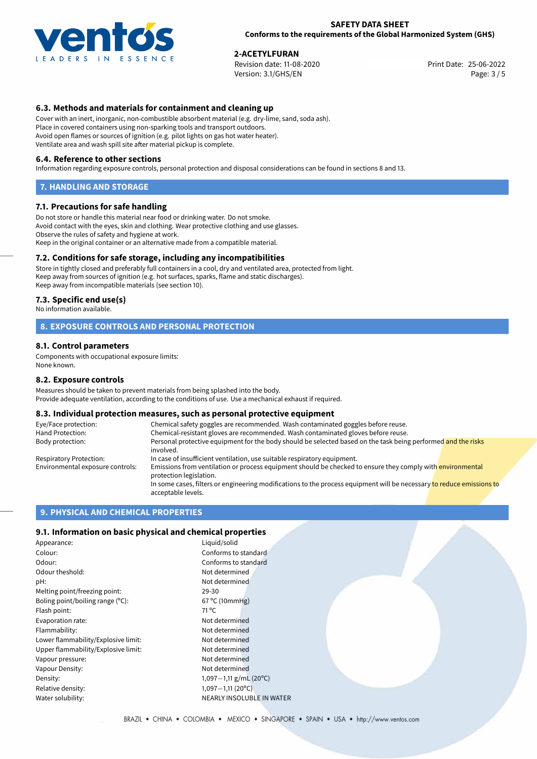### 6.3. Methods and materials for containment and cleaning up

Cover with an inert, inorganic, non-combustible absorbent material (e.g. dry-lime, sand, soda ash).
Place in covered containers using non-sparking tools and transport outdoors.
Avoid open flames or sources of ignition (e.g. pilot lights on gas hot water heater).
Ventilate area and wash spill site after material pickup is complete.

### 6.4. Reference to other sections

Information regarding exposure controls, personal protection and disposal considerations can be found in sections 8 and 13.

## 7. HANDLING AND STORAGE

### 7.1. Precautions for safe handling

Do not store or handle this material near food or drinking water. Do not smoke.
Avoid contact with the eyes, skin and clothing. Wear protective clothing and use glasses.
Observe the rules of safety and hygiene at work.
Keep in the original container or an alternative made from a compatible material.

### 7.2. Conditions for safe storage, including any incompatibilities

Store in tightly closed and preferably full containers in a cool, dry and ventilated area, protected from light.
Keep away from sources of ignition (e.g. hot surfaces, sparks, flame and static discharges).
Keep away from incompatible materials (see section 10).

### 7.3. Specific end use(s)

No information available.

## 8. EXPOSURE CONTROLS AND PERSONAL PROTECTION

### 8.1. Control parameters

Components with occupational exposure limits:
None known.

### 8.2. Exposure controls

Measures should be taken to prevent materials from being splashed into the body.
Provide adequate ventilation, according to the conditions of use. Use a mechanical exhaust if required.

### 8.3. Individual protection measures, such as personal protective equipment

| | |
|---|---|
| Eye/Face protection: | Chemical safety goggles are recommended. Wash contaminated goggles before reuse. |
| Hand Protection: | Chemical-resistant gloves are recommended. Wash contaminated gloves before reuse. |
| Body protection: | Personal protective equipment for the body should be selected based on the task being performed and the risks involved. |
| Respiratory Protection: | In case of insufficient ventilation, use suitable respiratory equipment. |
| Environmental exposure controls: | Emissions from ventilation or process equipment should be checked to ensure they comply with environmental protection legislation. In some cases, filters or engineering modifications to the process equipment will be necessary to reduce emissions to acceptable levels. |

## 9. PHYSICAL AND CHEMICAL PROPERTIES

### 9.1. Information on basic physical and chemical properties

| | |
|---|---|
| Appearance: | Liquid/solid |
| Colour: | Conforms to standard |
| Odour: | Conforms to standard |
| Odour theshold: | Not determined |
| pH: | Not determined |
| Melting point/freezing point: | 29-30 |
| Boling point/boiling range (°C): | 67 °C (10mmHg) |
| Flash point: | 71 °C |
| Evaporation rate: | Not determined |
| Flammability: | Not determined |
| Lower flammability/Explosive limit: | Not determined |
| Upper flammability/Explosive limit: | Not determined |
| Vapour pressure: | Not determined |
| Vapour Density: | Not determined |
| Density: | 1,097—1,11 g/mL (20°C) |
| Relative density: | 1,097—1,11 (20°C) |
| Water solubility: | NEARLY INSOLUBLE IN WATER |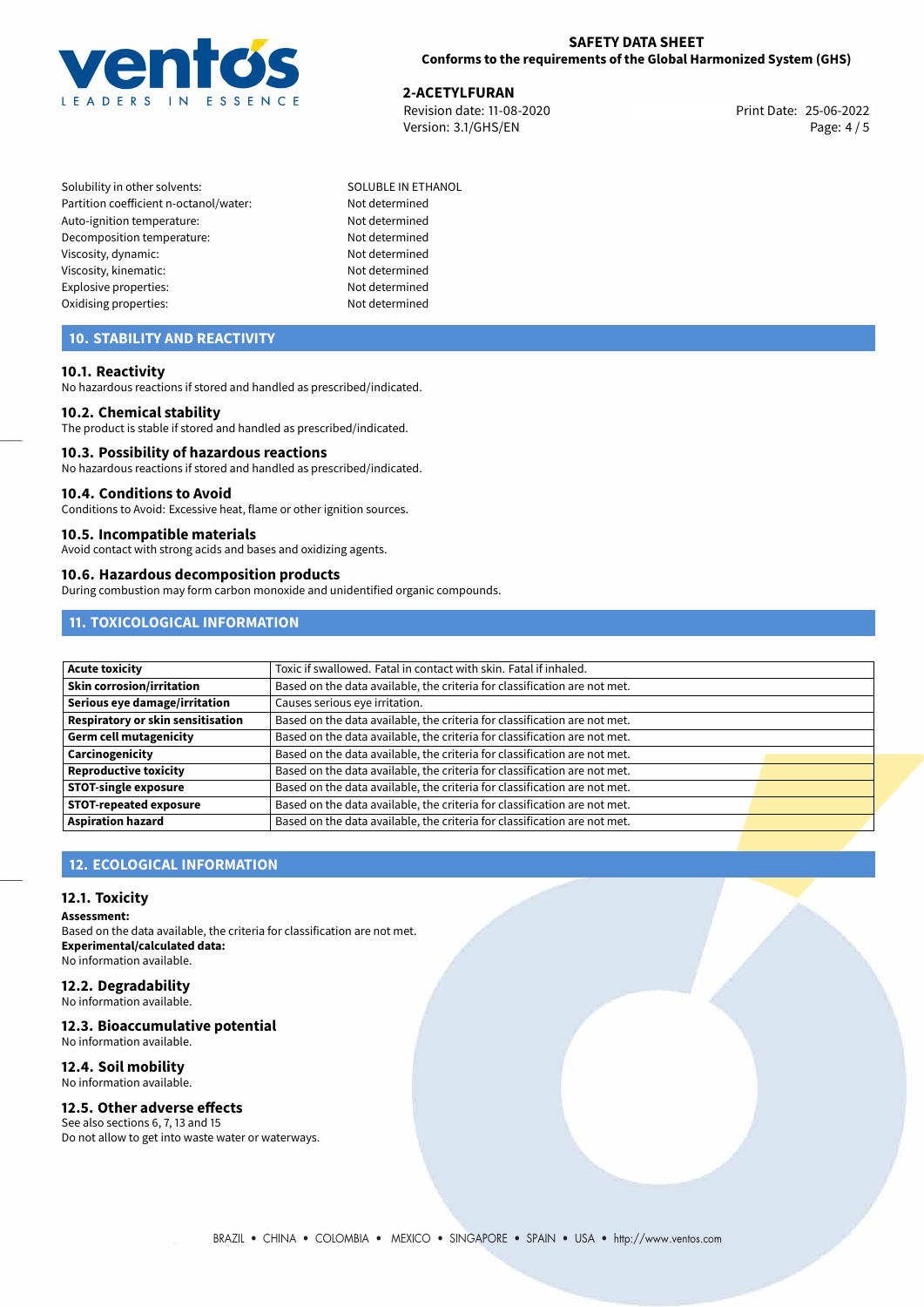| | |
|---|---|
| Solubility in other solvents: | SOLUBLE IN ETHANOL |
| Partition coefficient n-octanol/water: | Not determined |
| Auto-ignition temperature: | Not determined |
| Decomposition temperature: | Not determined |
| Viscosity, dynamic: | Not determined |
| Viscosity, kinematic: | Not determined |
| Explosive properties: | Not determined |
| Oxidising properties: | Not determined |

## 10. STABILITY AND REACTIVITY

### 10.1. Reactivity

No hazardous reactions if stored and handled as prescribed/indicated.

### 10.2. Chemical stability

The product is stable if stored and handled as prescribed/indicated.

### 10.3. Possibility of hazardous reactions

No hazardous reactions if stored and handled as prescribed/indicated.

### 10.4. Conditions to Avoid

Conditions to Avoid: Excessive heat, flame or other ignition sources.

### 10.5. Incompatible materials

Avoid contact with strong acids and bases and oxidizing agents.

### 10.6. Hazardous decomposition products

During combustion may form carbon monoxide and unidentified organic compounds.

## 11. TOXICOLOGICAL INFORMATION

| | |
|---|---|
| **Acute toxicity** | Toxic if swallowed. Fatal in contact with skin. Fatal if inhaled. |
| **Skin corrosion/irritation** | Based on the data available, the criteria for classification are not met. |
| **Serious eye damage/irritation** | Causes serious eye irritation. |
| **Respiratory or skin sensitisation** | Based on the data available, the criteria for classification are not met. |
| **Germ cell mutagenicity** | Based on the data available, the criteria for classification are not met. |
| **Carcinogenicity** | Based on the data available, the criteria for classification are not met. |
| **Reproductive toxicity** | Based on the data available, the criteria for classification are not met. |
| **STOT-single exposure** | Based on the data available, the criteria for classification are not met. |
| **STOT-repeated exposure** | Based on the data available, the criteria for classification are not met. |
| **Aspiration hazard** | Based on the data available, the criteria for classification are not met. |

## 12. ECOLOGICAL INFORMATION

### 12.1. Toxicity

**Assessment:**
Based on the data available, the criteria for classification are not met.
**Experimental/calculated data:**
No information available.

### 12.2. Degradability

No information available.

### 12.3. Bioaccumulative potential

No information available.

### 12.4. Soil mobility

No information available.

### 12.5. Other adverse effects

See also sections 6, 7, 13 and 15
Do not allow to get into waste water or waterways.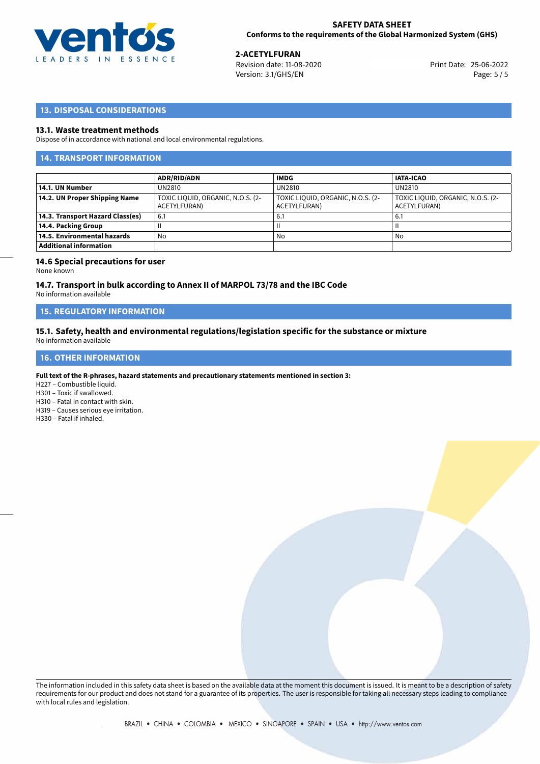## 13. DISPOSAL CONSIDERATIONS

### 13.1. Waste treatment methods

Dispose of in accordance with national and local environmental regulations.

## 14. TRANSPORT INFORMATION

| | ADR/RID/ADN | IMDG | IATA-ICAO |
|---|---|---|---|
| **14.1. UN Number** | UN2810 | UN2810 | UN2810 |
| **14.2. UN Proper Shipping Name** | TOXIC LIQUID, ORGANIC, N.O.S. (2-ACETYLFURAN) | TOXIC LIQUID, ORGANIC, N.O.S. (2-ACETYLFURAN) | TOXIC LIQUID, ORGANIC, N.O.S. (2-ACETYLFURAN) |
| **14.3. Transport Hazard Class(es)** | 6.1 | 6.1 | 6.1 |
| **14.4. Packing Group** | II | II | II |
| **14.5. Environmental hazards** | No | No | No |
| **Additional information** | | | |

### 14.6 Special precautions for user

None known

### 14.7. Transport in bulk according to Annex II of MARPOL 73/78 and the IBC Code

No information available

## 15. REGULATORY INFORMATION

### 15.1. Safety, health and environmental regulations/legislation specific for the substance or mixture

No information available

## 16. OTHER INFORMATION

**Full text of the R-phrases, hazard statements and precautionary statements mentioned in section 3:**

H227 – Combustible liquid.
H301 – Toxic if swallowed.
H310 – Fatal in contact with skin.
H319 – Causes serious eye irritation.
H330 – Fatal if inhaled.

The information included in this safety data sheet is based on the available data at the moment this document is issued. It is meant to be a description of safety requirements for our product and does not stand for a guarantee of its properties. The user is responsible for taking all necessary steps leading to compliance with local rules and legislation.